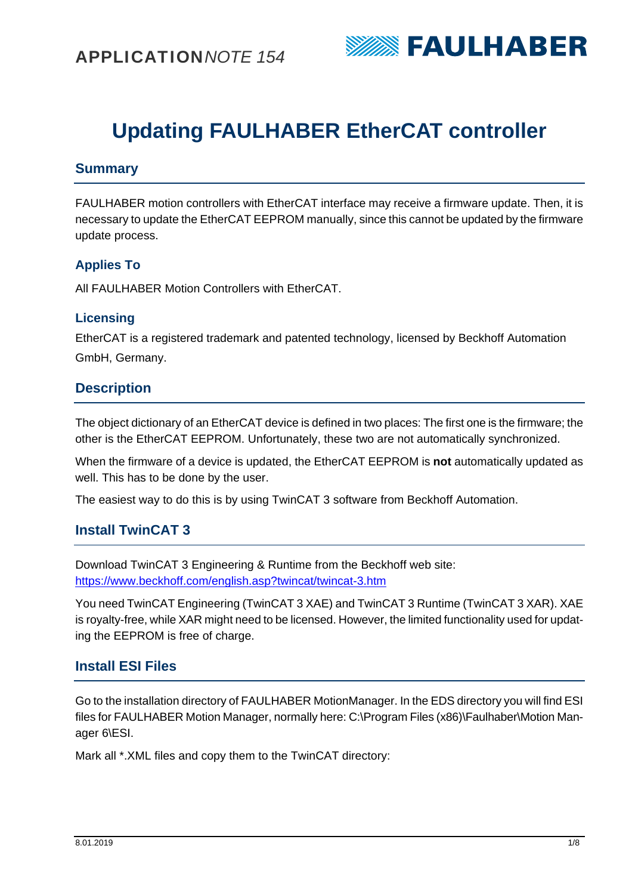APPLICATION*NOTE 154*

# Updating FAULHABER EtherCAT controller

## Summary

FAULHABER motion controllers with EtherCAT interface may receive a firmware update. Then, it is necessary to update the EtherCAT EEPROM manually, since this cannot be updated by the firmware update process.

### Applies To

All FAULHABER Motion Controllers with EtherCAT.

### Licensing

EtherCAT is a registered trademark and patented technology, licensed by Beckhoff Automation GmbH, Germany.

## Description

The object dictionary of an EtherCAT device is defined in two places: The first one is the firmware; the other is the EtherCAT EEPROM. Unfortunately, these two are not automatically synchronized.

When the firmware of a device is updated, the EtherCAT EEPROM is **not** automatically updated as well. This has to be done by the user.

The easiest way to do this is by using TwinCAT 3 software from Beckhoff Automation.

## Install TwinCAT 3

Download TwinCAT 3 Engineering & Runtime from the Beckhoff web site:
https://www.beckhoff.com/english.asp?twincat/twincat-3.htm

You need TwinCAT Engineering (TwinCAT 3 XAE) and TwinCAT 3 Runtime (TwinCAT 3 XAR). XAE is royalty-free, while XAR might need to be licensed. However, the limited functionality used for updating the EEPROM is free of charge.

## Install ESI Files

Go to the installation directory of FAULHABER MotionManager. In the EDS directory you will find ESI files for FAULHABER Motion Manager, normally here: C:\Program Files (x86)\Faulhaber\Motion Manager 6\ESI.

Mark all *.XML files and copy them to the TwinCAT directory: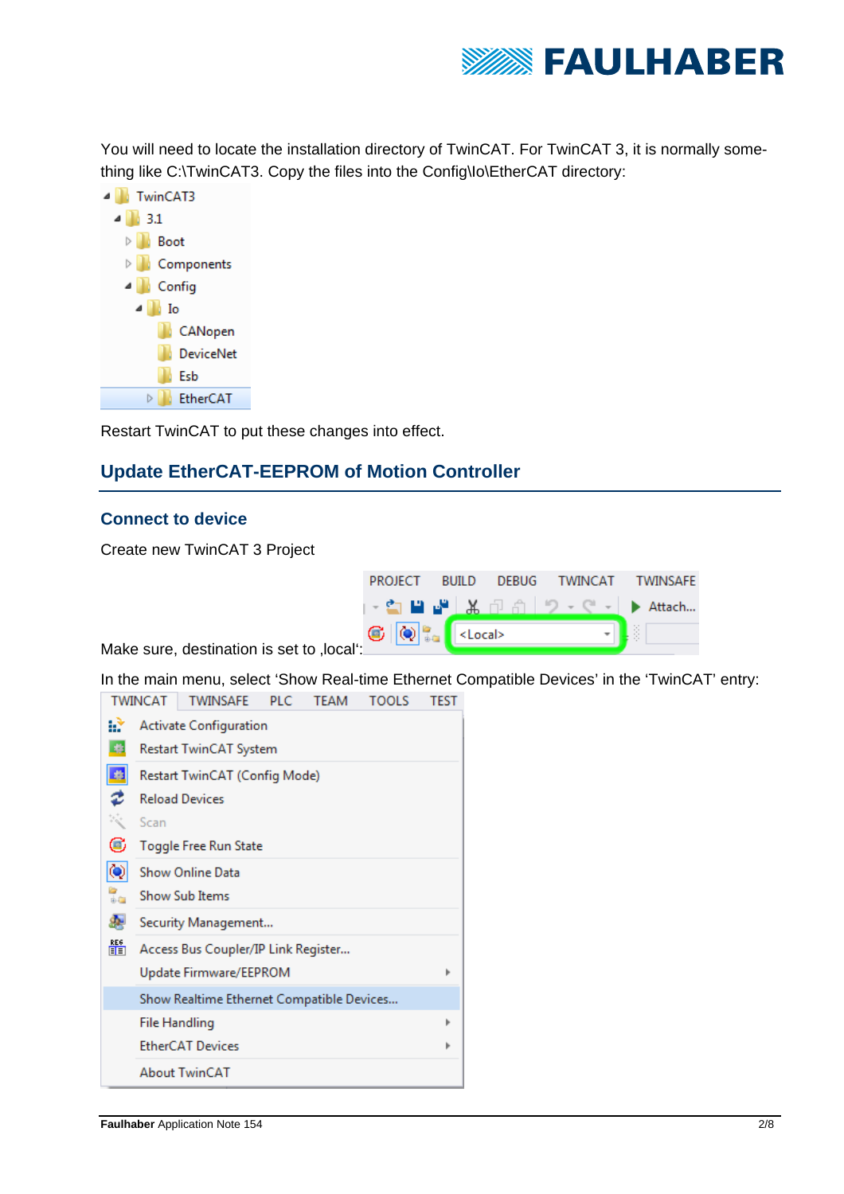You will need to locate the installation directory of TwinCAT. For TwinCAT 3, it is normally something like C:\TwinCAT3. Copy the files into the Config\Io\EtherCAT directory:

Restart TwinCAT to put these changes into effect.

## Update EtherCAT-EEPROM of Motion Controller

### Connect to device

Create new TwinCAT 3 Project

Make sure, destination is set to ‚local‘:

In the main menu, select ‘Show Real-time Ethernet Compatible Devices’ in the ‘TwinCAT’ entry: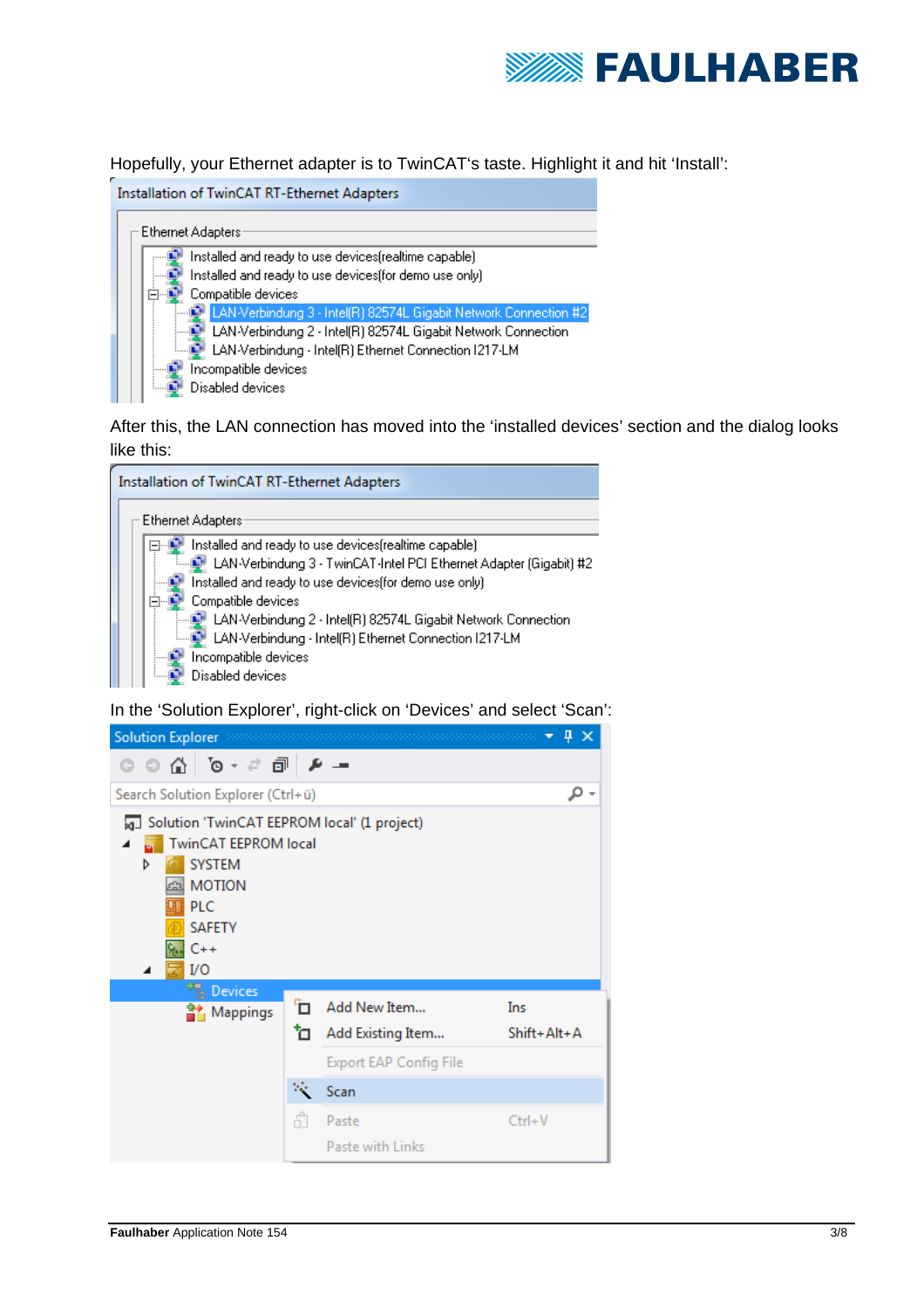Hopefully, your Ethernet adapter is to TwinCAT's taste. Highlight it and hit 'Install':

Installation of TwinCAT RT-Ethernet Adapters

Ethernet Adapters

- Installed and ready to use devices(realtime capable)
- Installed and ready to use devices(for demo use only)
- Compatible devices
  - LAN-Verbindung 3 - Intel(R) 82574L Gigabit Network Connection #2
  - LAN-Verbindung 2 - Intel(R) 82574L Gigabit Network Connection
  - LAN-Verbindung - Intel(R) Ethernet Connection I217-LM
- Incompatible devices
- Disabled devices

After this, the LAN connection has moved into the 'installed devices' section and the dialog looks like this:

Installation of TwinCAT RT-Ethernet Adapters

Ethernet Adapters

- Installed and ready to use devices(realtime capable)
  - LAN-Verbindung 3 - TwinCAT-Intel PCI Ethernet Adapter (Gigabit) #2
- Installed and ready to use devices(for demo use only)
- Compatible devices
  - LAN-Verbindung 2 - Intel(R) 82574L Gigabit Network Connection
  - LAN-Verbindung - Intel(R) Ethernet Connection I217-LM
- Incompatible devices
- Disabled devices

In the 'Solution Explorer', right-click on 'Devices' and select 'Scan':

Solution Explorer

Search Solution Explorer (Ctrl+ü)

- Solution 'TwinCAT EEPROM local' (1 project)
  - TwinCAT EEPROM local
    - SYSTEM
    - MOTION
    - PLC
    - SAFETY
    - C++
    - I/O
      - Devices
      - Mappings

| | |
|---|---|
| Add New Item... | Ins |
| Add Existing Item... | Shift+Alt+A |
| Export EAP Config File | |
| Scan | |
| Paste | Ctrl+V |
| Paste with Links | |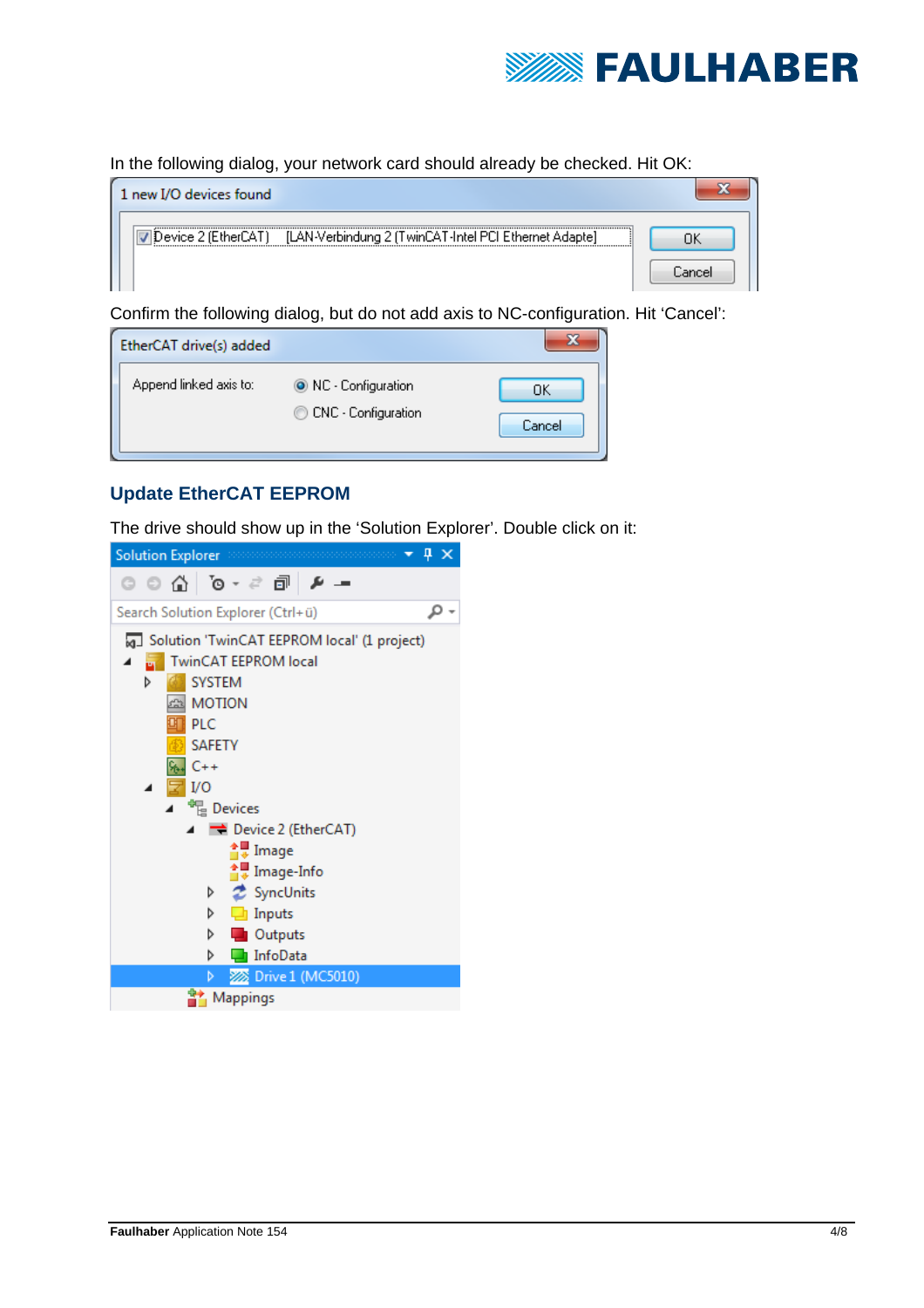In the following dialog, your network card should already be checked. Hit OK:

Confirm the following dialog, but do not add axis to NC-configuration. Hit 'Cancel':

## Update EtherCAT EEPROM

The drive should show up in the 'Solution Explorer'. Double click on it: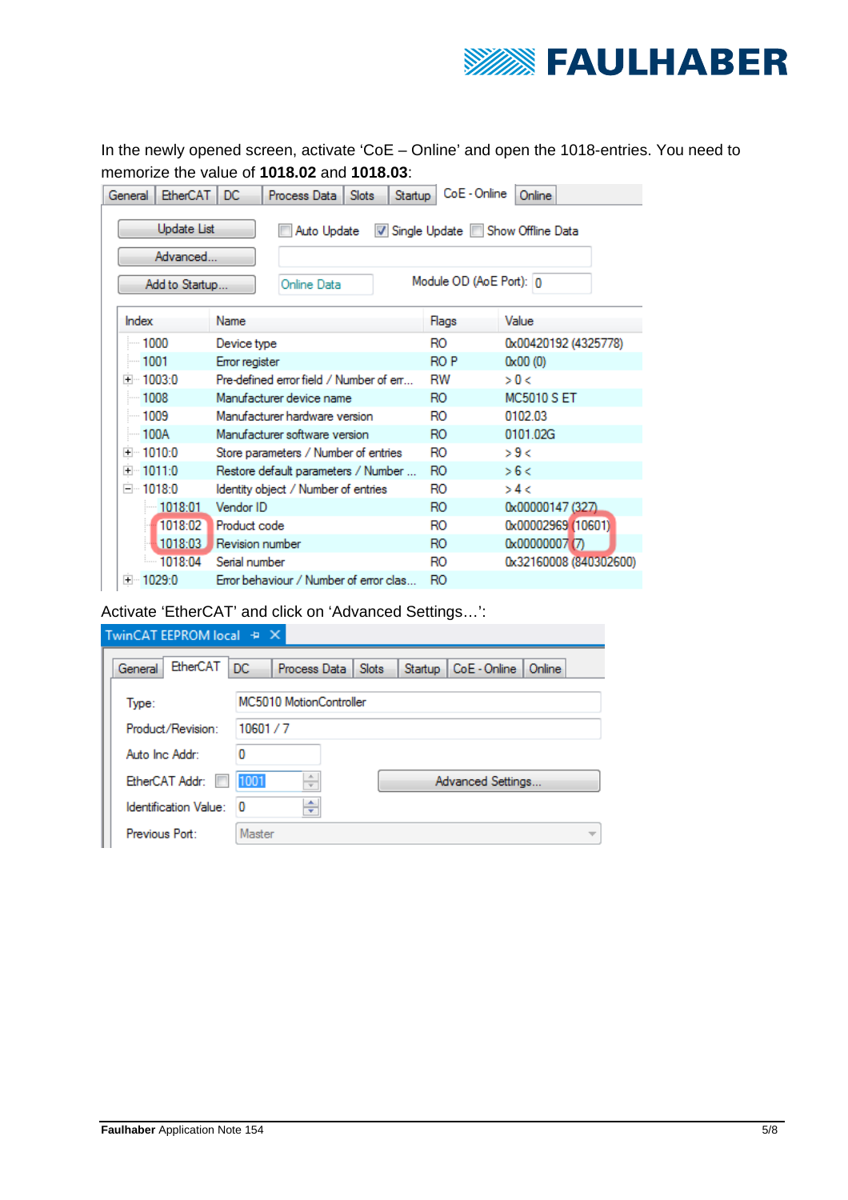In the newly opened screen, activate ‘CoE – Online’ and open the 1018-entries. You need to memorize the value of **1018.02** and **1018.03**:

General | EtherCAT | DC | Process Data | Slots | Startup | CoE - Online | Online

Update List | Auto Update | Single Update | Show Offline Data

Advanced...

Add to Startup... | Online Data | Module OD (AoE Port): 0

| Index | Name | Flags | Value |
|---|---|---|---|
| 1000 | Device type | RO | 0x00420192 (4325778) |
| 1001 | Error register | RO P | 0x00 (0) |
| 1003:0 | Pre-defined error field / Number of err... | RW | > 0 < |
| 1008 | Manufacturer device name | RO | MC5010 S ET |
| 1009 | Manufacturer hardware version | RO | 0102.03 |
| 100A | Manufacturer software version | RO | 0101.02G |
| 1010:0 | Store parameters / Number of entries | RO | > 9 < |
| 1011:0 | Restore default parameters / Number ... | RO | > 6 < |
| 1018:0 | Identity object / Number of entries | RO | > 4 < |
| 1018:01 | Vendor ID | RO | 0x00000147 (327) |
| 1018:02 | Product code | RO | 0x00002969 (10601) |
| 1018:03 | Revision number | RO | 0x00000007 (7) |
| 1018:04 | Serial number | RO | 0x32160008 (840302600) |
| 1029:0 | Error behaviour / Number of error clas... | RO | |

Activate ‘EtherCAT’ and click on ‘Advanced Settings…’:

TwinCAT EEPROM local

General | EtherCAT | DC | Process Data | Slots | Startup | CoE - Online | Online

| | |
|---|---|
| Type: | MC5010 MotionController |
| Product/Revision: | 10601 / 7 |
| Auto Inc Addr: | 0 |
| EtherCAT Addr: | 1001 |
| Identification Value: | 0 |
| Previous Port: | Master |

Advanced Settings...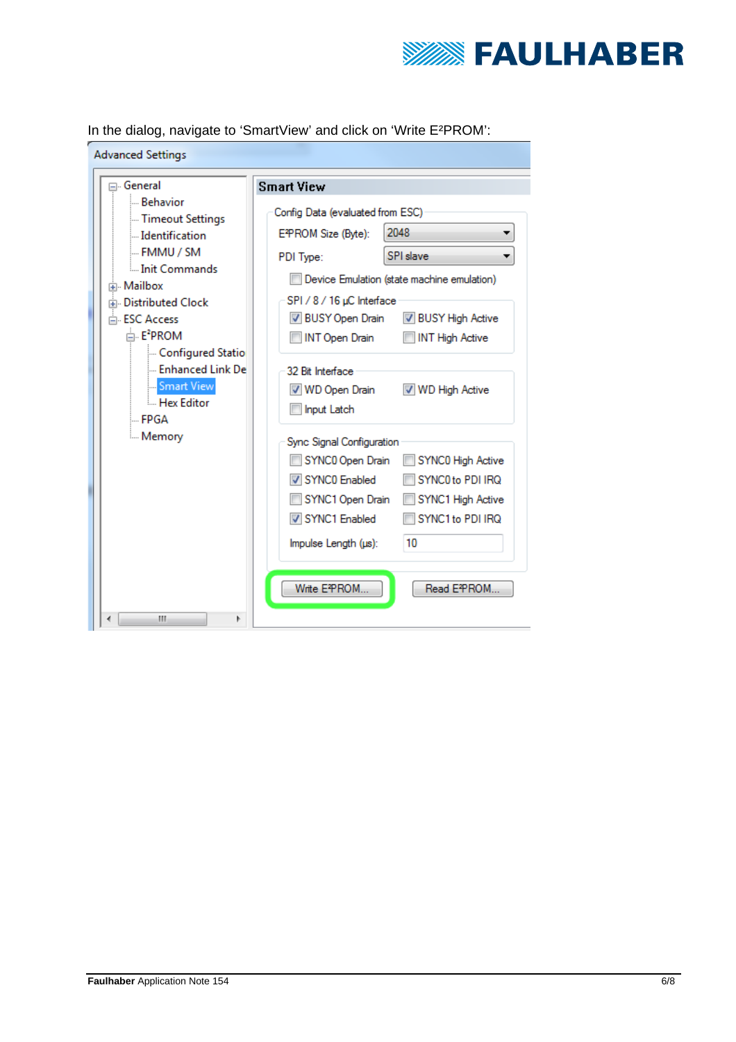In the dialog, navigate to 'SmartView' and click on 'Write E²PROM':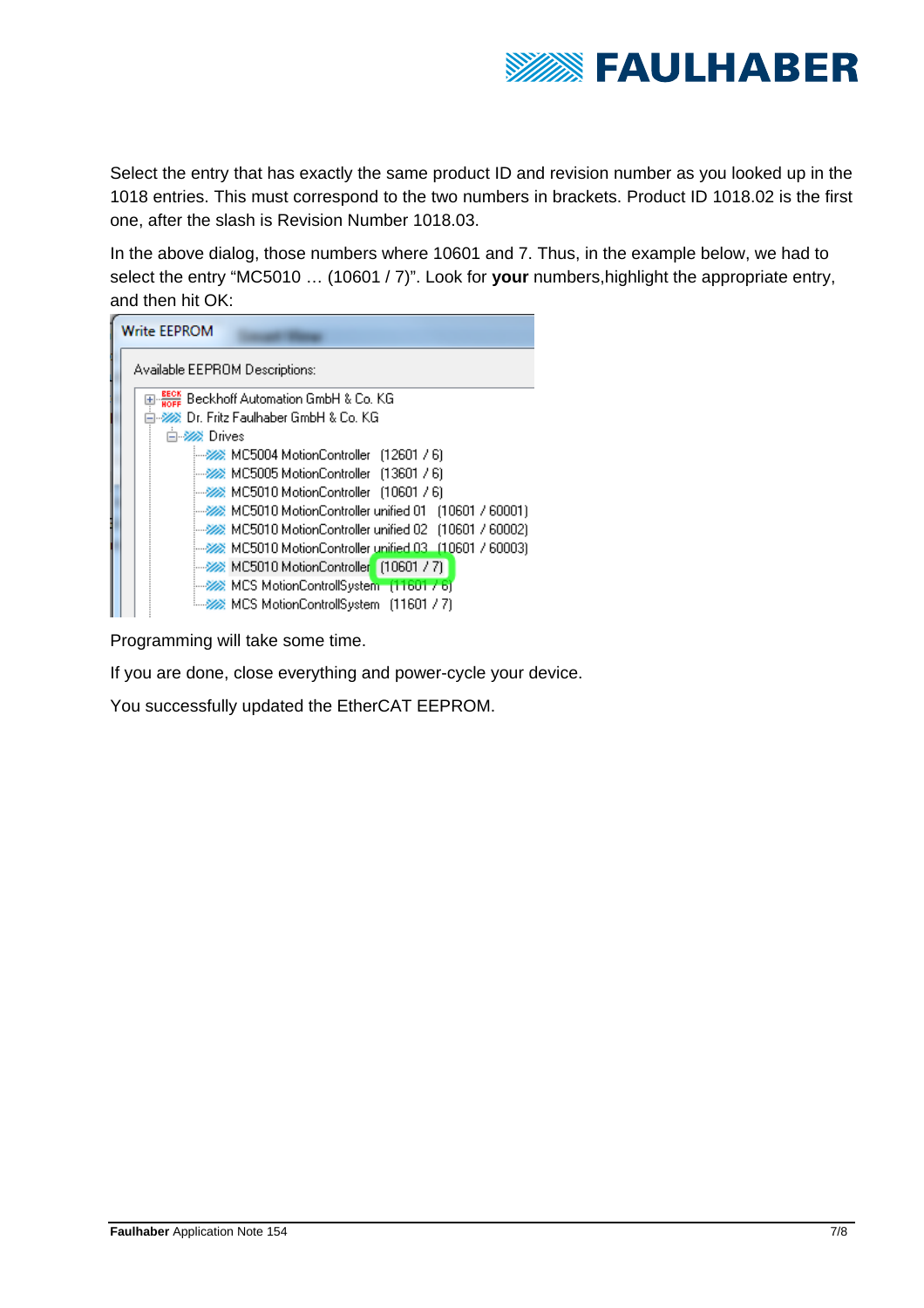Select the entry that has exactly the same product ID and revision number as you looked up in the 1018 entries. This must correspond to the two numbers in brackets. Product ID 1018.02 is the first one, after the slash is Revision Number 1018.03.

In the above dialog, those numbers where 10601 and 7. Thus, in the example below, we had to select the entry "MC5010 … (10601 / 7)". Look for **your** numbers,highlight the appropriate entry, and then hit OK:

Programming will take some time.

If you are done, close everything and power-cycle your device.

You successfully updated the EtherCAT EEPROM.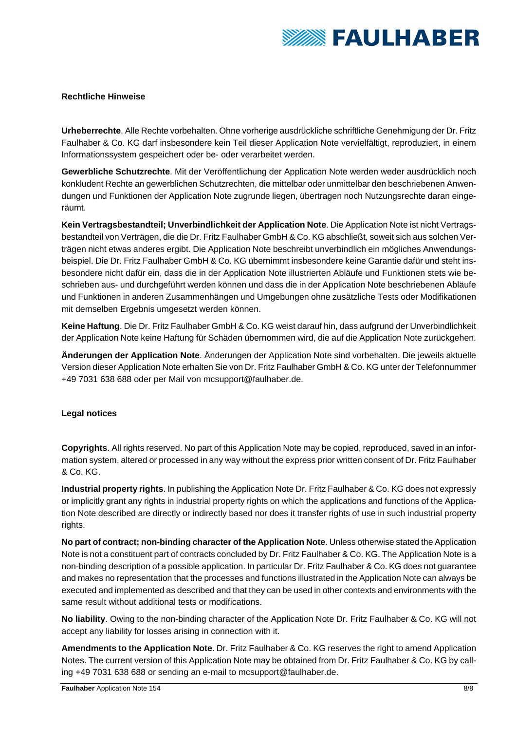### Rechtliche Hinweise

**Urheberrechte**. Alle Rechte vorbehalten. Ohne vorherige ausdrückliche schriftliche Genehmigung der Dr. Fritz Faulhaber & Co. KG darf insbesondere kein Teil dieser Application Note vervielfältigt, reproduziert, in einem Informationssystem gespeichert oder be- oder verarbeitet werden.

**Gewerbliche Schutzrechte**. Mit der Veröffentlichung der Application Note werden weder ausdrücklich noch konkludent Rechte an gewerblichen Schutzrechten, die mittelbar oder unmittelbar den beschriebenen Anwendungen und Funktionen der Application Note zugrunde liegen, übertragen noch Nutzungsrechte daran eingeräumt.

**Kein Vertragsbestandteil; Unverbindlichkeit der Application Note**. Die Application Note ist nicht Vertragsbestandteil von Verträgen, die die Dr. Fritz Faulhaber GmbH & Co. KG abschließt, soweit sich aus solchen Verträgen nicht etwas anderes ergibt. Die Application Note beschreibt unverbindlich ein mögliches Anwendungsbeispiel. Die Dr. Fritz Faulhaber GmbH & Co. KG übernimmt insbesondere keine Garantie dafür und steht insbesondere nicht dafür ein, dass die in der Application Note illustrierten Abläufe und Funktionen stets wie beschrieben aus- und durchgeführt werden können und dass die in der Application Note beschriebenen Abläufe und Funktionen in anderen Zusammenhängen und Umgebungen ohne zusätzliche Tests oder Modifikationen mit demselben Ergebnis umgesetzt werden können.

**Keine Haftung**. Die Dr. Fritz Faulhaber GmbH & Co. KG weist darauf hin, dass aufgrund der Unverbindlichkeit der Application Note keine Haftung für Schäden übernommen wird, die auf die Application Note zurückgehen.

**Änderungen der Application Note**. Änderungen der Application Note sind vorbehalten. Die jeweils aktuelle Version dieser Application Note erhalten Sie von Dr. Fritz Faulhaber GmbH & Co. KG unter der Telefonnummer +49 7031 638 688 oder per Mail von mcsupport@faulhaber.de.

### Legal notices

**Copyrights**. All rights reserved. No part of this Application Note may be copied, reproduced, saved in an information system, altered or processed in any way without the express prior written consent of Dr. Fritz Faulhaber & Co. KG.

**Industrial property rights**. In publishing the Application Note Dr. Fritz Faulhaber & Co. KG does not expressly or implicitly grant any rights in industrial property rights on which the applications and functions of the Application Note described are directly or indirectly based nor does it transfer rights of use in such industrial property rights.

**No part of contract; non-binding character of the Application Note**. Unless otherwise stated the Application Note is not a constituent part of contracts concluded by Dr. Fritz Faulhaber & Co. KG. The Application Note is a non-binding description of a possible application. In particular Dr. Fritz Faulhaber & Co. KG does not guarantee and makes no representation that the processes and functions illustrated in the Application Note can always be executed and implemented as described and that they can be used in other contexts and environments with the same result without additional tests or modifications.

**No liability**. Owing to the non-binding character of the Application Note Dr. Fritz Faulhaber & Co. KG will not accept any liability for losses arising in connection with it.

**Amendments to the Application Note**. Dr. Fritz Faulhaber & Co. KG reserves the right to amend Application Notes. The current version of this Application Note may be obtained from Dr. Fritz Faulhaber & Co. KG by calling +49 7031 638 688 or sending an e-mail to mcsupport@faulhaber.de.